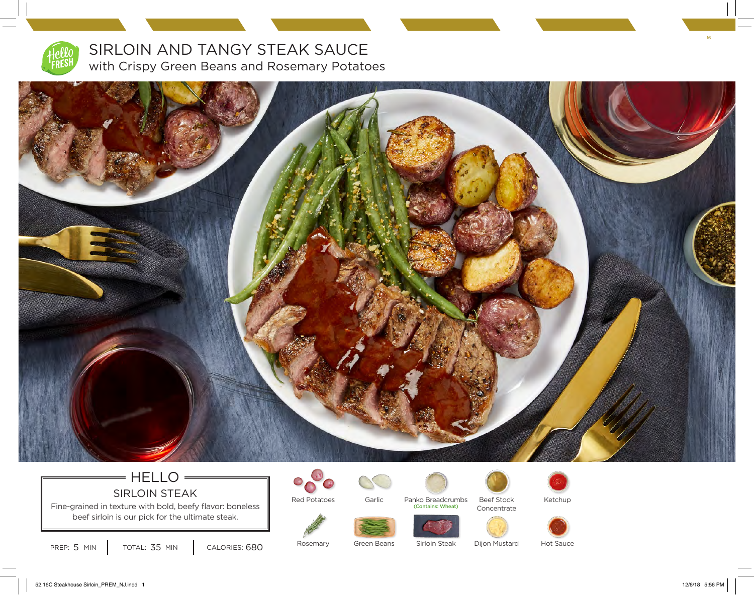# SIRLOIN AND TANGY STEAK SAUCE

## with Crispy Green Beans and Rosemary Potatoes

## HELLO

### SIRLOIN STEAK

Fine-grained in texture with bold, beefy flavor: boneless beef sirloin is our pick for the ultimate steak.

PREP: 5 MIN | TOTAL: 35 MIN | CALORIES: 680

- Red Potatoes
- Garlic
- Panko Breadcrumbs (Contains: Wheat)
- Beef Stock Concentrate
- Ketchup
- Rosemary
- Green Beans
- Sirloin Steak
- Dijon Mustard
- Hot Sauce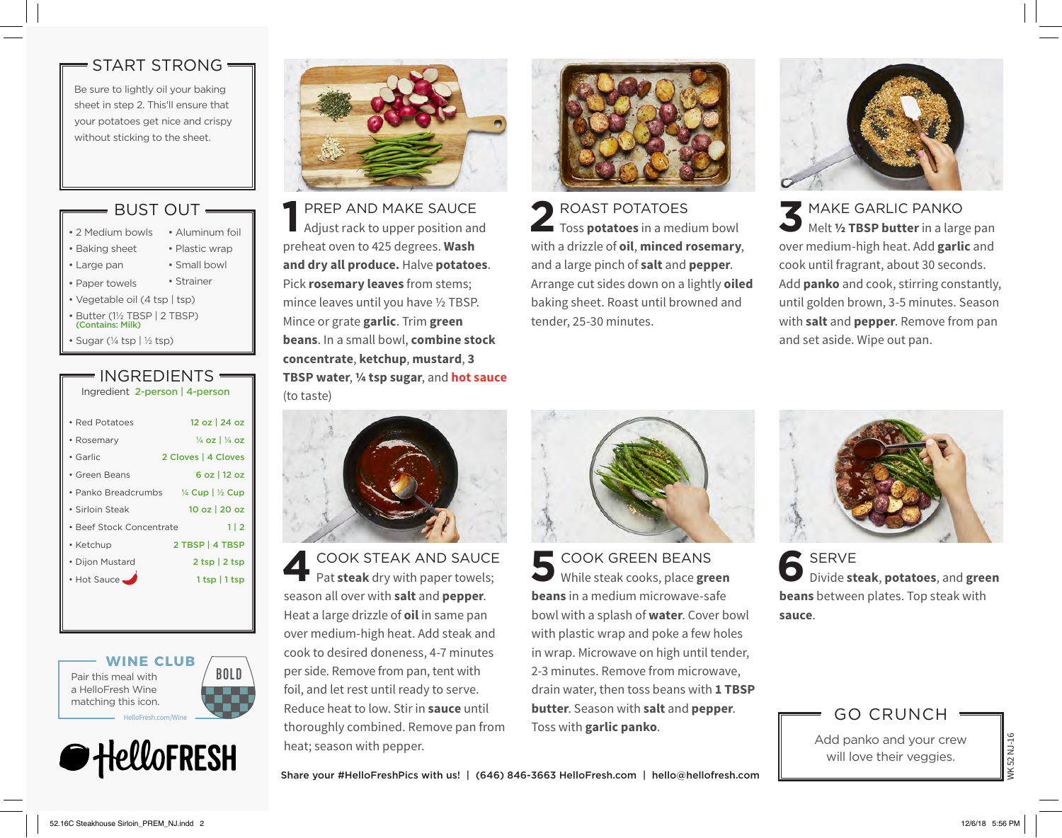## START STRONG

Be sure to lightly oil your baking sheet in step 2. This'll ensure that your potatoes get nice and crispy without sticking to the sheet.

## BUST OUT

- 2 Medium bowls
- Baking sheet
- Large pan
- Paper towels
- Aluminum foil
- Plastic wrap
- Small bowl
- Strainer
- Vegetable oil (4 tsp | tsp)
- Butter (1½ TBSP | 2 TBSP) (Contains: Milk)
- Sugar (¼ tsp | ½ tsp)

## INGREDIENTS

| Ingredient | 2-person \| 4-person |
|---|---|
| Red Potatoes | 12 oz \| 24 oz |
| Rosemary | ¼ oz \| ¼ oz |
| Garlic | 2 Cloves \| 4 Cloves |
| Green Beans | 6 oz \| 12 oz |
| Panko Breadcrumbs | ¼ Cup \| ½ Cup |
| Sirloin Steak | 10 oz \| 20 oz |
| Beef Stock Concentrate | 1 \| 2 |
| Ketchup | 2 TBSP \| 4 TBSP |
| Dijon Mustard | 2 tsp \| 2 tsp |
| Hot Sauce | 1 tsp \| 1 tsp |

## WINE CLUB

Pair this meal with a HelloFresh Wine matching this icon.

BOLD

HelloFresh.com/Wine

HelloFRESH

## 1 PREP AND MAKE SAUCE

Adjust rack to upper position and preheat oven to 425 degrees. **Wash and dry all produce.** Halve **potatoes**. Pick **rosemary leaves** from stems; mince leaves until you have ½ TBSP. Mince or grate **garlic**. Trim **green beans**. In a small bowl, **combine stock concentrate**, **ketchup**, **mustard**, **3 TBSP water**, **¼ tsp sugar**, and **hot sauce** (to taste)

## 2 ROAST POTATOES

Toss **potatoes** in a medium bowl with a drizzle of **oil**, **minced rosemary**, and a large pinch of **salt** and **pepper**. Arrange cut sides down on a lightly **oiled** baking sheet. Roast until browned and tender, 25-30 minutes.

## 3 MAKE GARLIC PANKO

Melt **½ TBSP butter** in a large pan over medium-high heat. Add **garlic** and cook until fragrant, about 30 seconds. Add **panko** and cook, stirring constantly, until golden brown, 3-5 minutes. Season with **salt** and **pepper**. Remove from pan and set aside. Wipe out pan.

## 4 COOK STEAK AND SAUCE

Pat **steak** dry with paper towels; season all over with **salt** and **pepper**. Heat a large drizzle of **oil** in same pan over medium-high heat. Add steak and cook to desired doneness, 4-7 minutes per side. Remove from pan, tent with foil, and let rest until ready to serve. Reduce heat to low. Stir in **sauce** until thoroughly combined. Remove pan from heat; season with pepper.

## 5 COOK GREEN BEANS

While steak cooks, place **green beans** in a medium microwave-safe bowl with a splash of **water**. Cover bowl with plastic wrap and poke a few holes in wrap. Microwave on high until tender, 2-3 minutes. Remove from microwave, drain water, then toss beans with **1 TBSP butter**. Season with **salt** and **pepper**. Toss with **garlic panko**.

## 6 SERVE

Divide **steak**, **potatoes**, and **green beans** between plates. Top steak with **sauce**.

## GO CRUNCH

Add panko and your crew will love their veggies.

Share your #HelloFreshPics with us! | (646) 846-3663 HelloFresh.com | hello@hellofresh.com

WK 52 NJ-16